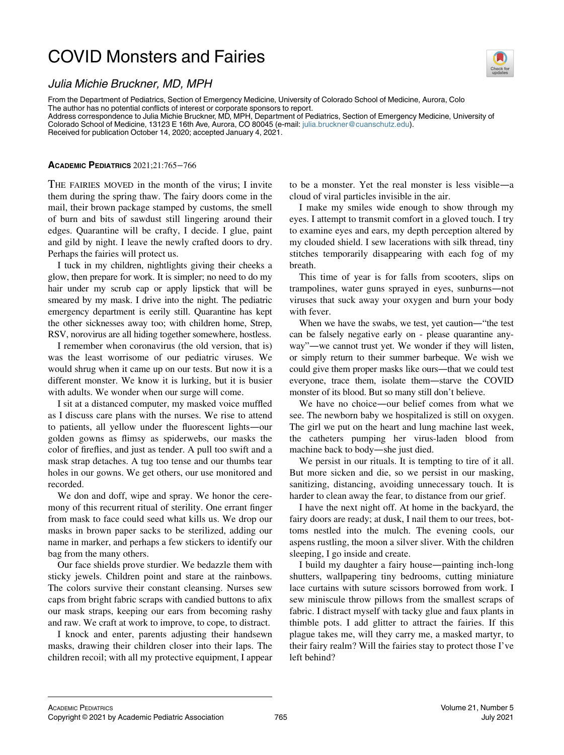# COVID Monsters and Fairies

*Julia Michie Bruckner, MD, MPH*

From the Department of Pediatrics, Section of Emergency Medicine, University of Colorado School of Medicine, Aurora, Colo
The author has no potential conflicts of interest or corporate sponsors to report.
Address correspondence to Julia Michie Bruckner, MD, MPH, Department of Pediatrics, Section of Emergency Medicine, University of Colorado School of Medicine, 13123 E 16th Ave, Aurora, CO 80045 (e-mail: julia.bruckner@cuanschutz.edu).
Received for publication October 14, 2020; accepted January 4, 2021.

**ACADEMIC PEDIATRICS** 2021;21:765−766

THE FAIRIES MOVED in the month of the virus; I invite them during the spring thaw. The fairy doors come in the mail, their brown package stamped by customs, the smell of burn and bits of sawdust still lingering around their edges. Quarantine will be crafty, I decide. I glue, paint and gild by night. I leave the newly crafted doors to dry. Perhaps the fairies will protect us.

I tuck in my children, nightlights giving their cheeks a glow, then prepare for work. It is simpler; no need to do my hair under my scrub cap or apply lipstick that will be smeared by my mask. I drive into the night. The pediatric emergency department is eerily still. Quarantine has kept the other sicknesses away too; with children home, Strep, RSV, norovirus are all hiding together somewhere, hostless.

I remember when coronavirus (the old version, that is) was the least worrisome of our pediatric viruses. We would shrug when it came up on our tests. But now it is a different monster. We know it is lurking, but it is busier with adults. We wonder when our surge will come.

I sit at a distanced computer, my masked voice muffled as I discuss care plans with the nurses. We rise to attend to patients, all yellow under the fluorescent lights—our golden gowns as flimsy as spiderwebs, our masks the color of fireflies, and just as tender. A pull too swift and a mask strap detaches. A tug too tense and our thumbs tear holes in our gowns. We get others, our use monitored and recorded.

We don and doff, wipe and spray. We honor the ceremony of this recurrent ritual of sterility. One errant finger from mask to face could seed what kills us. We drop our masks in brown paper sacks to be sterilized, adding our name in marker, and perhaps a few stickers to identify our bag from the many others.

Our face shields prove sturdier. We bedazzle them with sticky jewels. Children point and stare at the rainbows. The colors survive their constant cleansing. Nurses sew caps from bright fabric scraps with candied buttons to afix our mask straps, keeping our ears from becoming rashy and raw. We craft at work to improve, to cope, to distract.

I knock and enter, parents adjusting their handsewn masks, drawing their children closer into their laps. The children recoil; with all my protective equipment, I appear to be a monster. Yet the real monster is less visible—a cloud of viral particles invisible in the air.

I make my smiles wide enough to show through my eyes. I attempt to transmit comfort in a gloved touch. I try to examine eyes and ears, my depth perception altered by my clouded shield. I sew lacerations with silk thread, tiny stitches temporarily disappearing with each fog of my breath.

This time of year is for falls from scooters, slips on trampolines, water guns sprayed in eyes, sunburns—not viruses that suck away your oxygen and burn your body with fever.

When we have the swabs, we test, yet caution—"the test can be falsely negative early on - please quarantine anyway"—we cannot trust yet. We wonder if they will listen, or simply return to their summer barbeque. We wish we could give them proper masks like ours—that we could test everyone, trace them, isolate them—starve the COVID monster of its blood. But so many still don't believe.

We have no choice—our belief comes from what we see. The newborn baby we hospitalized is still on oxygen. The girl we put on the heart and lung machine last week, the catheters pumping her virus-laden blood from machine back to body—she just died.

We persist in our rituals. It is tempting to tire of it all. But more sicken and die, so we persist in our masking, sanitizing, distancing, avoiding unnecessary touch. It is harder to clean away the fear, to distance from our grief.

I have the next night off. At home in the backyard, the fairy doors are ready; at dusk, I nail them to our trees, bottoms nestled into the mulch. The evening cools, our aspens rustling, the moon a silver sliver. With the children sleeping, I go inside and create.

I build my daughter a fairy house—painting inch-long shutters, wallpapering tiny bedrooms, cutting miniature lace curtains with suture scissors borrowed from work. I sew miniscule throw pillows from the smallest scraps of fabric. I distract myself with tacky glue and faux plants in thimble pots. I add glitter to attract the fairies. If this plague takes me, will they carry me, a masked martyr, to their fairy realm? Will the fairies stay to protect those I've left behind?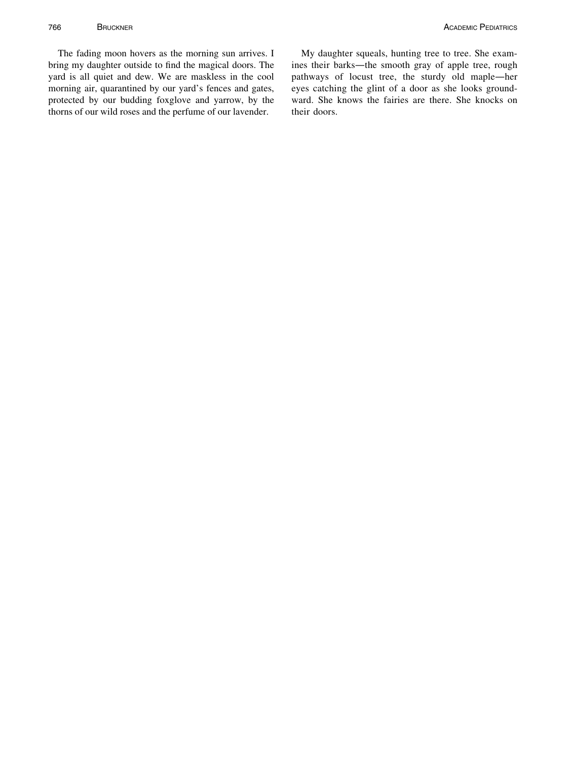The fading moon hovers as the morning sun arrives. I bring my daughter outside to find the magical doors. The yard is all quiet and dew. We are maskless in the cool morning air, quarantined by our yard's fences and gates, protected by our budding foxglove and yarrow, by the thorns of our wild roses and the perfume of our lavender.

My daughter squeals, hunting tree to tree. She examines their barks—the smooth gray of apple tree, rough pathways of locust tree, the sturdy old maple—her eyes catching the glint of a door as she looks groundward. She knows the fairies are there. She knocks on their doors.